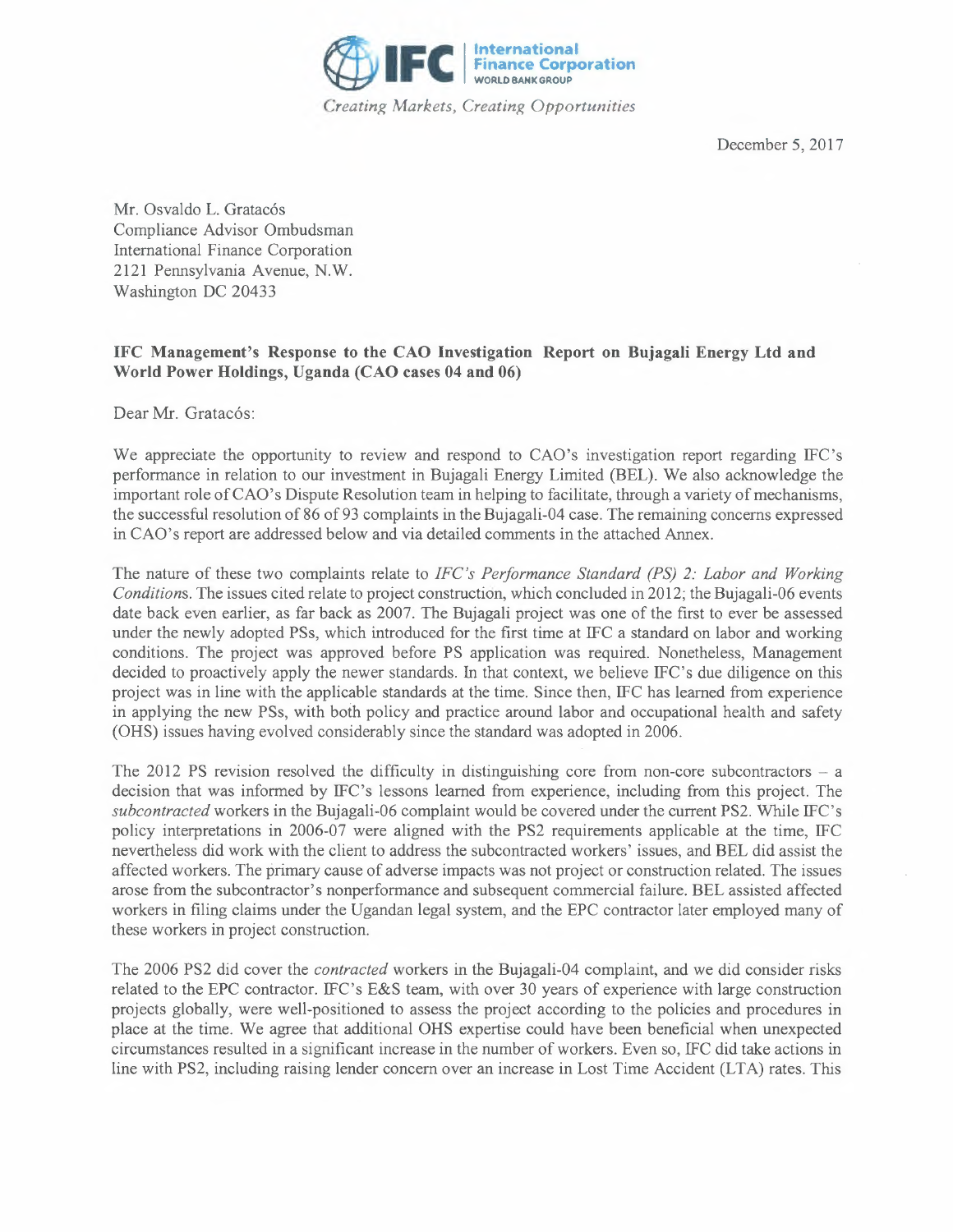International Finance Corporation
WORLD BANK GROUP

*Creating Markets, Creating Opportunities*

December 5, 2017

Mr. Osvaldo L. Gratacós
Compliance Advisor Ombudsman
International Finance Corporation
2121 Pennsylvania Avenue, N.W.
Washington DC 20433

**IFC Management's Response to the CAO Investigation Report on Bujagali Energy Ltd and World Power Holdings, Uganda (CAO cases 04 and 06)**

Dear Mr. Gratacós:

We appreciate the opportunity to review and respond to CAO's investigation report regarding IFC's performance in relation to our investment in Bujagali Energy Limited (BEL). We also acknowledge the important role of CAO's Dispute Resolution team in helping to facilitate, through a variety of mechanisms, the successful resolution of 86 of 93 complaints in the Bujagali-04 case. The remaining concerns expressed in CAO's report are addressed below and via detailed comments in the attached Annex.

The nature of these two complaints relate to *IFC's Performance Standard (PS) 2: Labor and Working Conditions*. The issues cited relate to project construction, which concluded in 2012; the Bujagali-06 events date back even earlier, as far back as 2007. The Bujagali project was one of the first to ever be assessed under the newly adopted PSs, which introduced for the first time at IFC a standard on labor and working conditions. The project was approved before PS application was required. Nonetheless, Management decided to proactively apply the newer standards. In that context, we believe IFC's due diligence on this project was in line with the applicable standards at the time. Since then, IFC has learned from experience in applying the new PSs, with both policy and practice around labor and occupational health and safety (OHS) issues having evolved considerably since the standard was adopted in 2006.

The 2012 PS revision resolved the difficulty in distinguishing core from non-core subcontractors – a decision that was informed by IFC's lessons learned from experience, including from this project. The *subcontracted* workers in the Bujagali-06 complaint would be covered under the current PS2. While IFC's policy interpretations in 2006-07 were aligned with the PS2 requirements applicable at the time, IFC nevertheless did work with the client to address the subcontracted workers' issues, and BEL did assist the affected workers. The primary cause of adverse impacts was not project or construction related. The issues arose from the subcontractor's nonperformance and subsequent commercial failure. BEL assisted affected workers in filing claims under the Ugandan legal system, and the EPC contractor later employed many of these workers in project construction.

The 2006 PS2 did cover the *contracted* workers in the Bujagali-04 complaint, and we did consider risks related to the EPC contractor. IFC's E&S team, with over 30 years of experience with large construction projects globally, were well-positioned to assess the project according to the policies and procedures in place at the time. We agree that additional OHS expertise could have been beneficial when unexpected circumstances resulted in a significant increase in the number of workers. Even so, IFC did take actions in line with PS2, including raising lender concern over an increase in Lost Time Accident (LTA) rates. This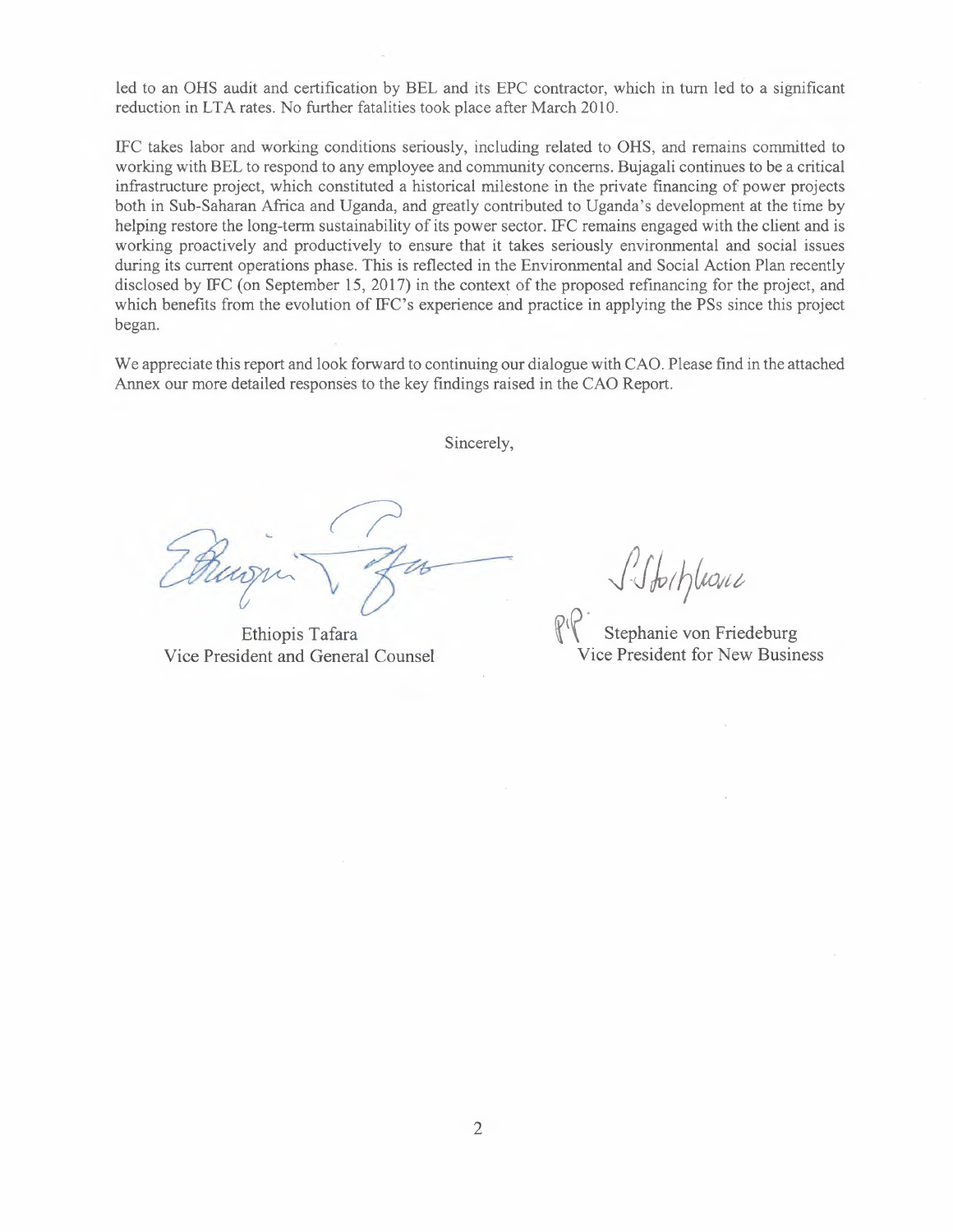led to an OHS audit and certification by BEL and its EPC contractor, which in turn led to a significant reduction in LTA rates. No further fatalities took place after March 2010.

IFC takes labor and working conditions seriously, including related to OHS, and remains committed to working with BEL to respond to any employee and community concerns. Bujagali continues to be a critical infrastructure project, which constituted a historical milestone in the private financing of power projects both in Sub-Saharan Africa and Uganda, and greatly contributed to Uganda's development at the time by helping restore the long-term sustainability of its power sector. IFC remains engaged with the client and is working proactively and productively to ensure that it takes seriously environmental and social issues during its current operations phase. This is reflected in the Environmental and Social Action Plan recently disclosed by IFC (on September 15, 2017) in the context of the proposed refinancing for the project, and which benefits from the evolution of IFC's experience and practice in applying the PSs since this project began.

We appreciate this report and look forward to continuing our dialogue with CAO. Please find in the attached Annex our more detailed responses to the key findings raised in the CAO Report.

Sincerely,

Ethiopis Tafara
Vice President and General Counsel

p.p. Stephanie von Friedeburg
Vice President for New Business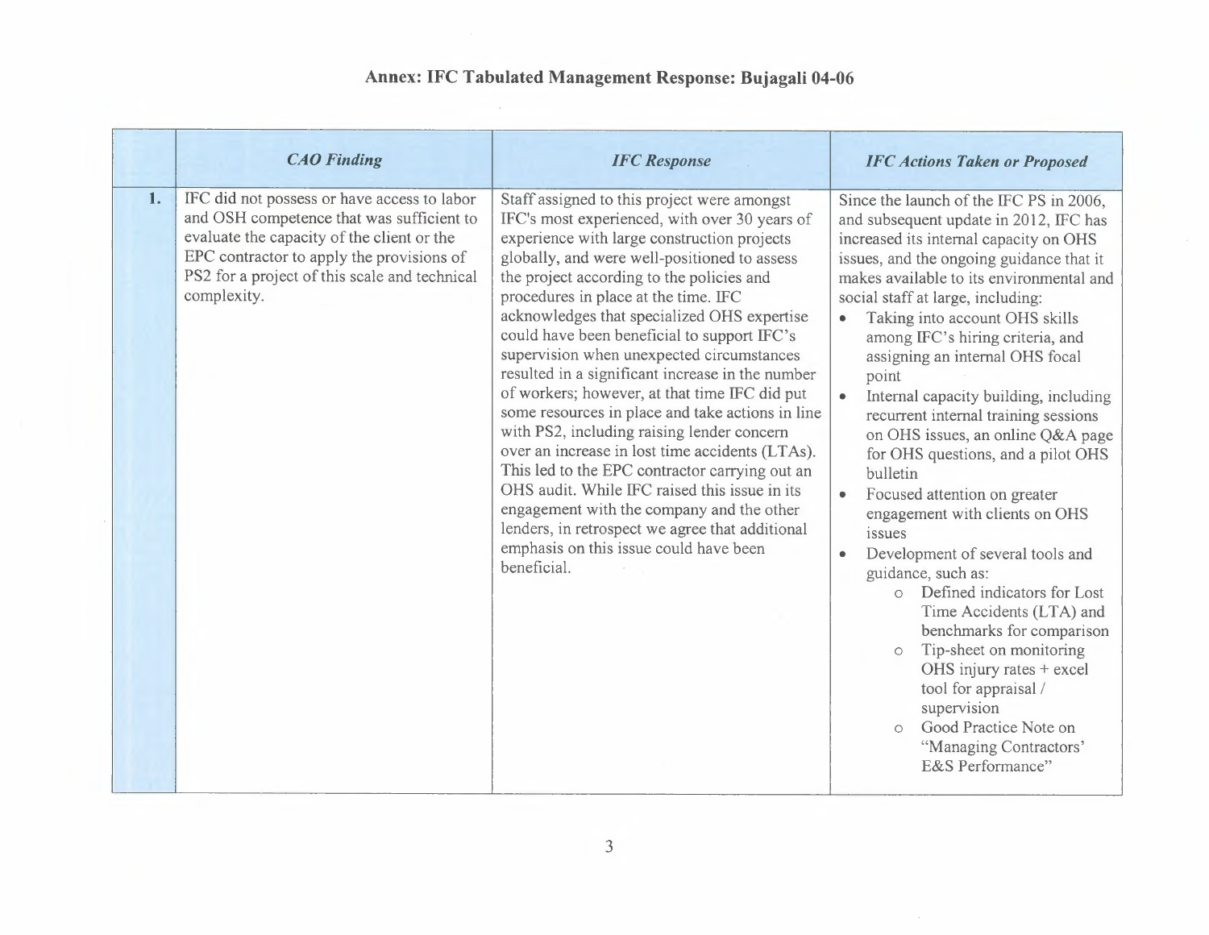# Annex: IFC Tabulated Management Response: Bujagali 04-06

| | *CAO Finding* | *IFC Response* | *IFC Actions Taken or Proposed* |
|---|---|---|---|
| **1.** | IFC did not possess or have access to labor and OSH competence that was sufficient to evaluate the capacity of the client or the EPC contractor to apply the provisions of PS2 for a project of this scale and technical complexity. | Staff assigned to this project were amongst IFC's most experienced, with over 30 years of experience with large construction projects globally, and were well-positioned to assess the project according to the policies and procedures in place at the time. IFC acknowledges that specialized OHS expertise could have been beneficial to support IFC's supervision when unexpected circumstances resulted in a significant increase in the number of workers; however, at that time IFC did put some resources in place and take actions in line with PS2, including raising lender concern over an increase in lost time accidents (LTAs). This led to the EPC contractor carrying out an OHS audit. While IFC raised this issue in its engagement with the company and the other lenders, in retrospect we agree that additional emphasis on this issue could have been beneficial. | Since the launch of the IFC PS in 2006, and subsequent update in 2012, IFC has increased its internal capacity on OHS issues, and the ongoing guidance that it makes available to its environmental and social staff at large, including:<br>• Taking into account OHS skills among IFC's hiring criteria, and assigning an internal OHS focal point<br>• Internal capacity building, including recurrent internal training sessions on OHS issues, an online Q&A page for OHS questions, and a pilot OHS bulletin<br>• Focused attention on greater engagement with clients on OHS issues<br>• Development of several tools and guidance, such as:<br>&nbsp;&nbsp;&nbsp;&nbsp;o Defined indicators for Lost Time Accidents (LTA) and benchmarks for comparison<br>&nbsp;&nbsp;&nbsp;&nbsp;o Tip-sheet on monitoring OHS injury rates + excel tool for appraisal / supervision<br>&nbsp;&nbsp;&nbsp;&nbsp;o Good Practice Note on "Managing Contractors' E&S Performance" |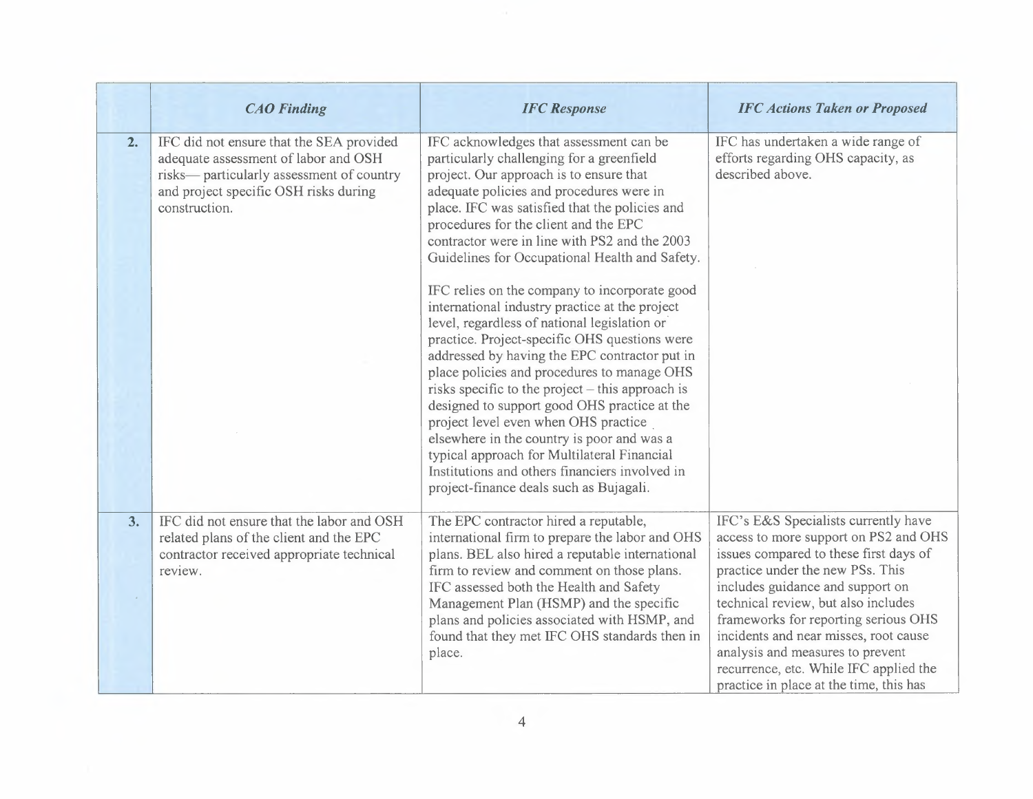| | *CAO Finding* | *IFC Response* | *IFC Actions Taken or Proposed* |
|---|---|---|---|
| **2.** | IFC did not ensure that the SEA provided adequate assessment of labor and OSH risks— particularly assessment of country and project specific OSH risks during construction. | IFC acknowledges that assessment can be particularly challenging for a greenfield project. Our approach is to ensure that adequate policies and procedures were in place. IFC was satisfied that the policies and procedures for the client and the EPC contractor were in line with PS2 and the 2003 Guidelines for Occupational Health and Safety.<br><br>IFC relies on the company to incorporate good international industry practice at the project level, regardless of national legislation or practice. Project-specific OHS questions were addressed by having the EPC contractor put in place policies and procedures to manage OHS risks specific to the project – this approach is designed to support good OHS practice at the project level even when OHS practice elsewhere in the country is poor and was a typical approach for Multilateral Financial Institutions and others financiers involved in project-finance deals such as Bujagali. | IFC has undertaken a wide range of efforts regarding OHS capacity, as described above. |
| **3.** | IFC did not ensure that the labor and OSH related plans of the client and the EPC contractor received appropriate technical review. | The EPC contractor hired a reputable, international firm to prepare the labor and OHS plans. BEL also hired a reputable international firm to review and comment on those plans. IFC assessed both the Health and Safety Management Plan (HSMP) and the specific plans and policies associated with HSMP, and found that they met IFC OHS standards then in place. | IFC's E&S Specialists currently have access to more support on PS2 and OHS issues compared to these first days of practice under the new PSs. This includes guidance and support on technical review, but also includes frameworks for reporting serious OHS incidents and near misses, root cause analysis and measures to prevent recurrence, etc. While IFC applied the practice in place at the time, this has |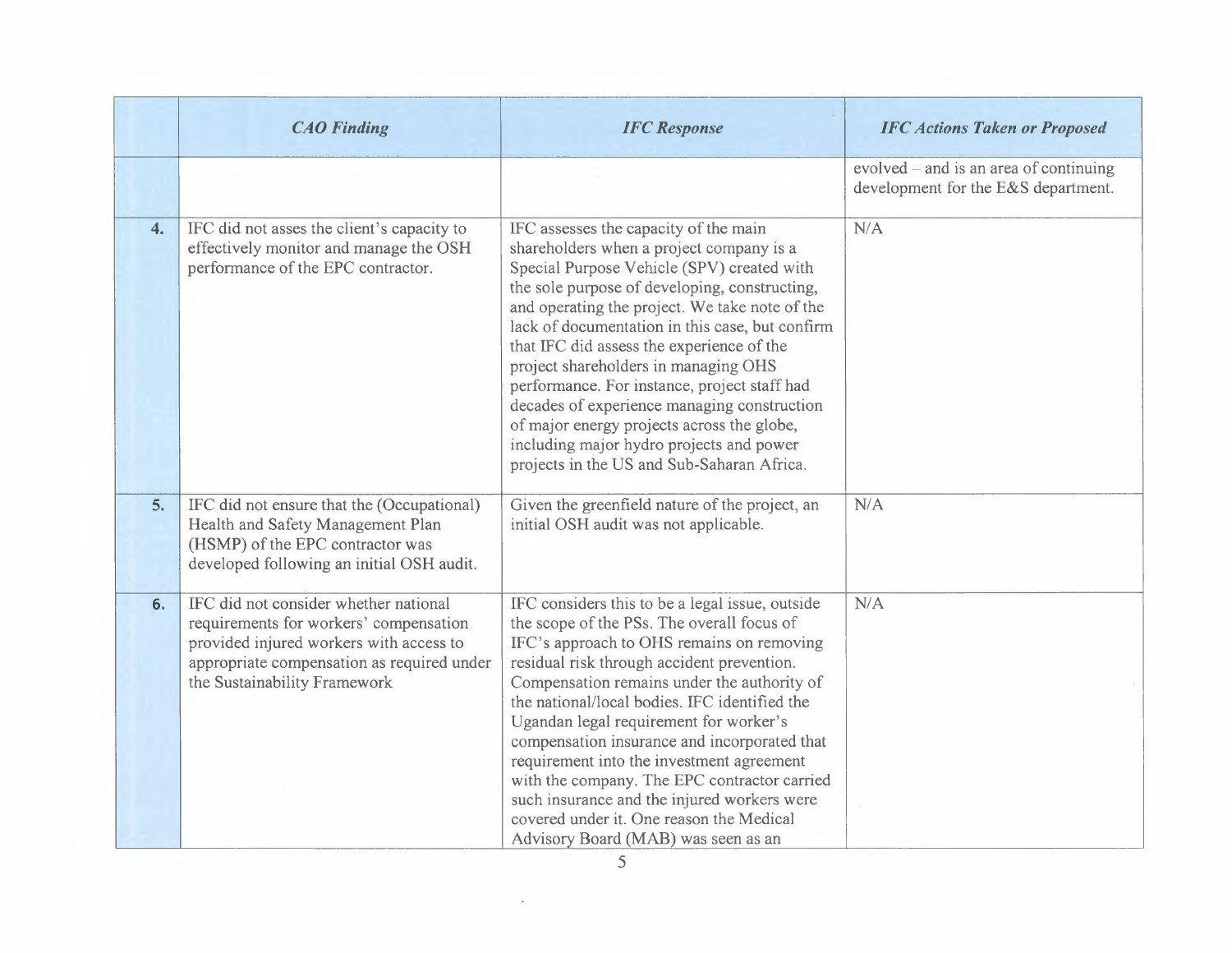| | *CAO Finding* | *IFC Response* | *IFC Actions Taken or Proposed* |
|---|---|---|---|
| | | | evolved – and is an area of continuing development for the E&S department. |
| 4. | IFC did not asses the client's capacity to effectively monitor and manage the OSH performance of the EPC contractor. | IFC assesses the capacity of the main shareholders when a project company is a Special Purpose Vehicle (SPV) created with the sole purpose of developing, constructing, and operating the project. We take note of the lack of documentation in this case, but confirm that IFC did assess the experience of the project shareholders in managing OHS performance. For instance, project staff had decades of experience managing construction of major energy projects across the globe, including major hydro projects and power projects in the US and Sub-Saharan Africa. | N/A |
| 5. | IFC did not ensure that the (Occupational) Health and Safety Management Plan (HSMP) of the EPC contractor was developed following an initial OSH audit. | Given the greenfield nature of the project, an initial OSH audit was not applicable. | N/A |
| 6. | IFC did not consider whether national requirements for workers' compensation provided injured workers with access to appropriate compensation as required under the Sustainability Framework | IFC considers this to be a legal issue, outside the scope of the PSs. The overall focus of IFC's approach to OHS remains on removing residual risk through accident prevention. Compensation remains under the authority of the national/local bodies. IFC identified the Ugandan legal requirement for worker's compensation insurance and incorporated that requirement into the investment agreement with the company. The EPC contractor carried such insurance and the injured workers were covered under it. One reason the Medical Advisory Board (MAB) was seen as an | N/A |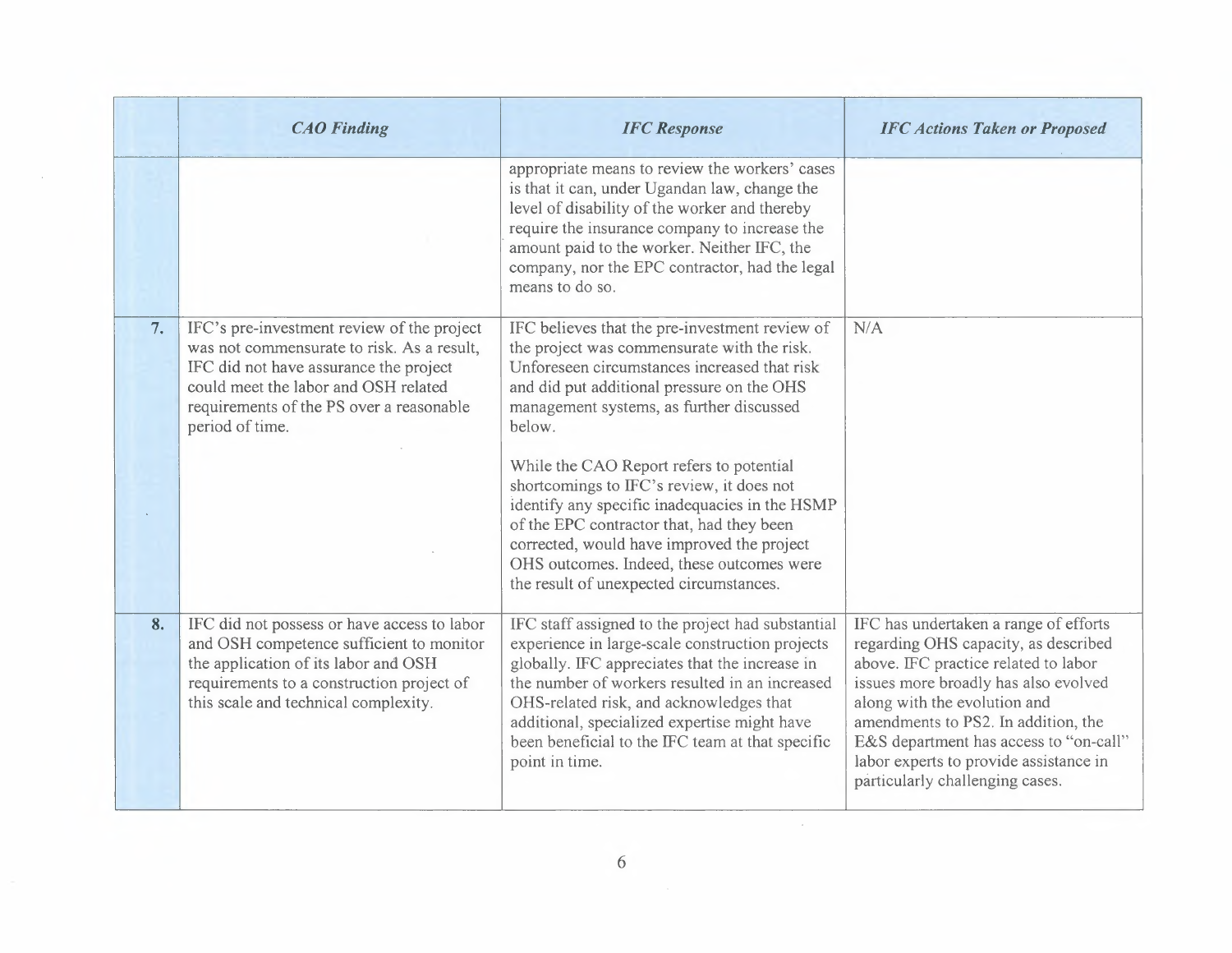| | *CAO Finding* | *IFC Response* | *IFC Actions Taken or Proposed* |
|---|---|---|---|
| | | appropriate means to review the workers' cases is that it can, under Ugandan law, change the level of disability of the worker and thereby require the insurance company to increase the amount paid to the worker. Neither IFC, the company, nor the EPC contractor, had the legal means to do so. | |
| **7.** | IFC's pre-investment review of the project was not commensurate to risk. As a result, IFC did not have assurance the project could meet the labor and OSH related requirements of the PS over a reasonable period of time. | IFC believes that the pre-investment review of the project was commensurate with the risk. Unforeseen circumstances increased that risk and did put additional pressure on the OHS management systems, as further discussed below.<br><br>While the CAO Report refers to potential shortcomings to IFC's review, it does not identify any specific inadequacies in the HSMP of the EPC contractor that, had they been corrected, would have improved the project OHS outcomes. Indeed, these outcomes were the result of unexpected circumstances. | N/A |
| **8.** | IFC did not possess or have access to labor and OSH competence sufficient to monitor the application of its labor and OSH requirements to a construction project of this scale and technical complexity. | IFC staff assigned to the project had substantial experience in large-scale construction projects globally. IFC appreciates that the increase in the number of workers resulted in an increased OHS-related risk, and acknowledges that additional, specialized expertise might have been beneficial to the IFC team at that specific point in time. | IFC has undertaken a range of efforts regarding OHS capacity, as described above. IFC practice related to labor issues more broadly has also evolved along with the evolution and amendments to PS2. In addition, the E&S department has access to "on-call" labor experts to provide assistance in particularly challenging cases. |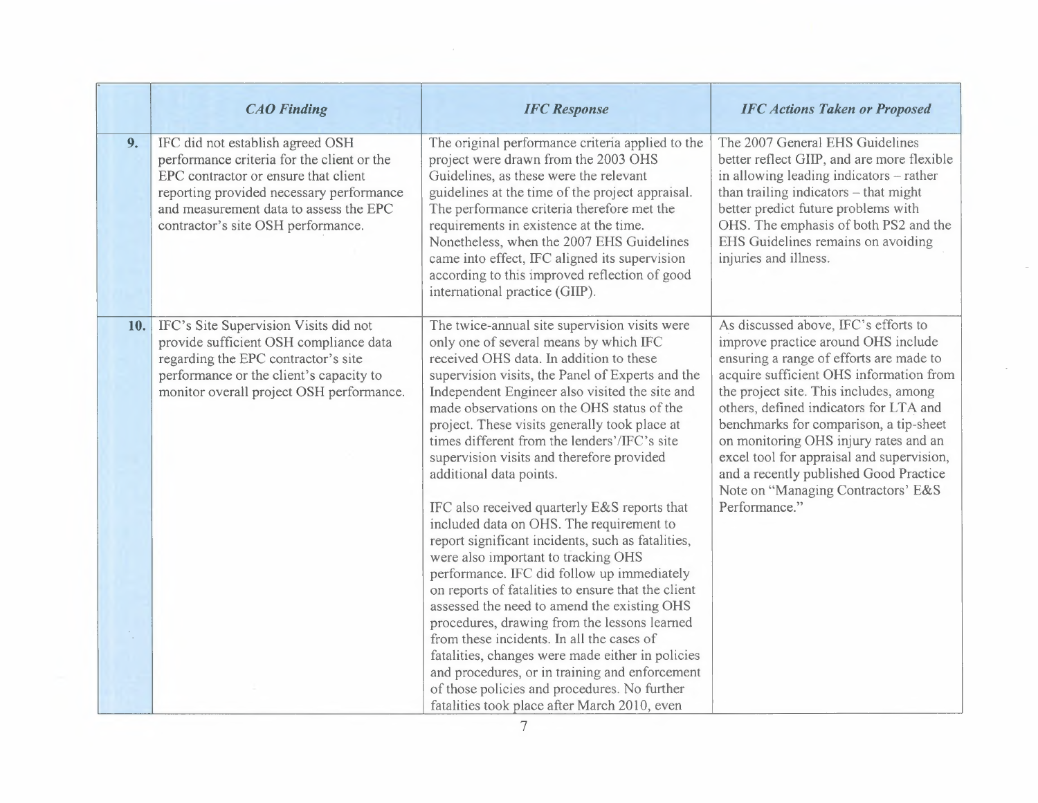| | *CAO Finding* | *IFC Response* | *IFC Actions Taken or Proposed* |
|---|---|---|---|
| **9.** | IFC did not establish agreed OSH performance criteria for the client or the EPC contractor or ensure that client reporting provided necessary performance and measurement data to assess the EPC contractor's site OSH performance. | The original performance criteria applied to the project were drawn from the 2003 OHS Guidelines, as these were the relevant guidelines at the time of the project appraisal. The performance criteria therefore met the requirements in existence at the time. Nonetheless, when the 2007 EHS Guidelines came into effect, IFC aligned its supervision according to this improved reflection of good international practice (GIIP). | The 2007 General EHS Guidelines better reflect GIIP, and are more flexible in allowing leading indicators – rather than trailing indicators – that might better predict future problems with OHS. The emphasis of both PS2 and the EHS Guidelines remains on avoiding injuries and illness. |
| **10.** | IFC's Site Supervision Visits did not provide sufficient OSH compliance data regarding the EPC contractor's site performance or the client's capacity to monitor overall project OSH performance. | The twice-annual site supervision visits were only one of several means by which IFC received OHS data. In addition to these supervision visits, the Panel of Experts and the Independent Engineer also visited the site and made observations on the OHS status of the project. These visits generally took place at times different from the lenders'/IFC's site supervision visits and therefore provided additional data points.<br><br>IFC also received quarterly E&S reports that included data on OHS. The requirement to report significant incidents, such as fatalities, were also important to tracking OHS performance. IFC did follow up immediately on reports of fatalities to ensure that the client assessed the need to amend the existing OHS procedures, drawing from the lessons learned from these incidents. In all the cases of fatalities, changes were made either in policies and procedures, or in training and enforcement of those policies and procedures. No further fatalities took place after March 2010, even | As discussed above, IFC's efforts to improve practice around OHS include ensuring a range of efforts are made to acquire sufficient OHS information from the project site. This includes, among others, defined indicators for LTA and benchmarks for comparison, a tip-sheet on monitoring OHS injury rates and an excel tool for appraisal and supervision, and a recently published Good Practice Note on "Managing Contractors' E&S Performance." |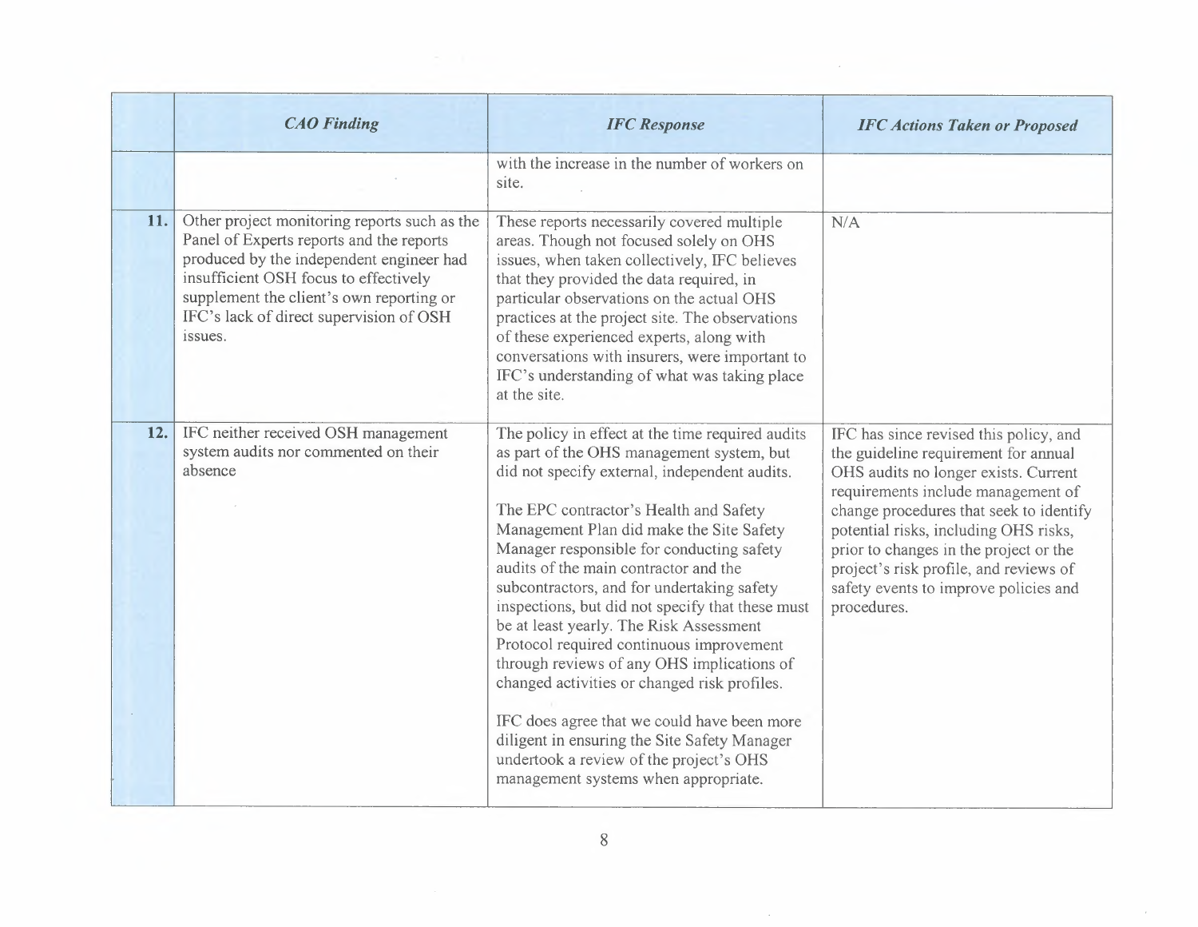| | *CAO Finding* | *IFC Response* | *IFC Actions Taken or Proposed* |
|---|---|---|---|
| | | with the increase in the number of workers on site. | |
| **11.** | Other project monitoring reports such as the Panel of Experts reports and the reports produced by the independent engineer had insufficient OSH focus to effectively supplement the client's own reporting or IFC's lack of direct supervision of OSH issues. | These reports necessarily covered multiple areas. Though not focused solely on OHS issues, when taken collectively, IFC believes that they provided the data required, in particular observations on the actual OHS practices at the project site. The observations of these experienced experts, along with conversations with insurers, were important to IFC's understanding of what was taking place at the site. | N/A |
| **12.** | IFC neither received OSH management system audits nor commented on their absence | The policy in effect at the time required audits as part of the OHS management system, but did not specify external, independent audits.<br><br>The EPC contractor's Health and Safety Management Plan did make the Site Safety Manager responsible for conducting safety audits of the main contractor and the subcontractors, and for undertaking safety inspections, but did not specify that these must be at least yearly. The Risk Assessment Protocol required continuous improvement through reviews of any OHS implications of changed activities or changed risk profiles.<br><br>IFC does agree that we could have been more diligent in ensuring the Site Safety Manager undertook a review of the project's OHS management systems when appropriate. | IFC has since revised this policy, and the guideline requirement for annual OHS audits no longer exists. Current requirements include management of change procedures that seek to identify potential risks, including OHS risks, prior to changes in the project or the project's risk profile, and reviews of safety events to improve policies and procedures. |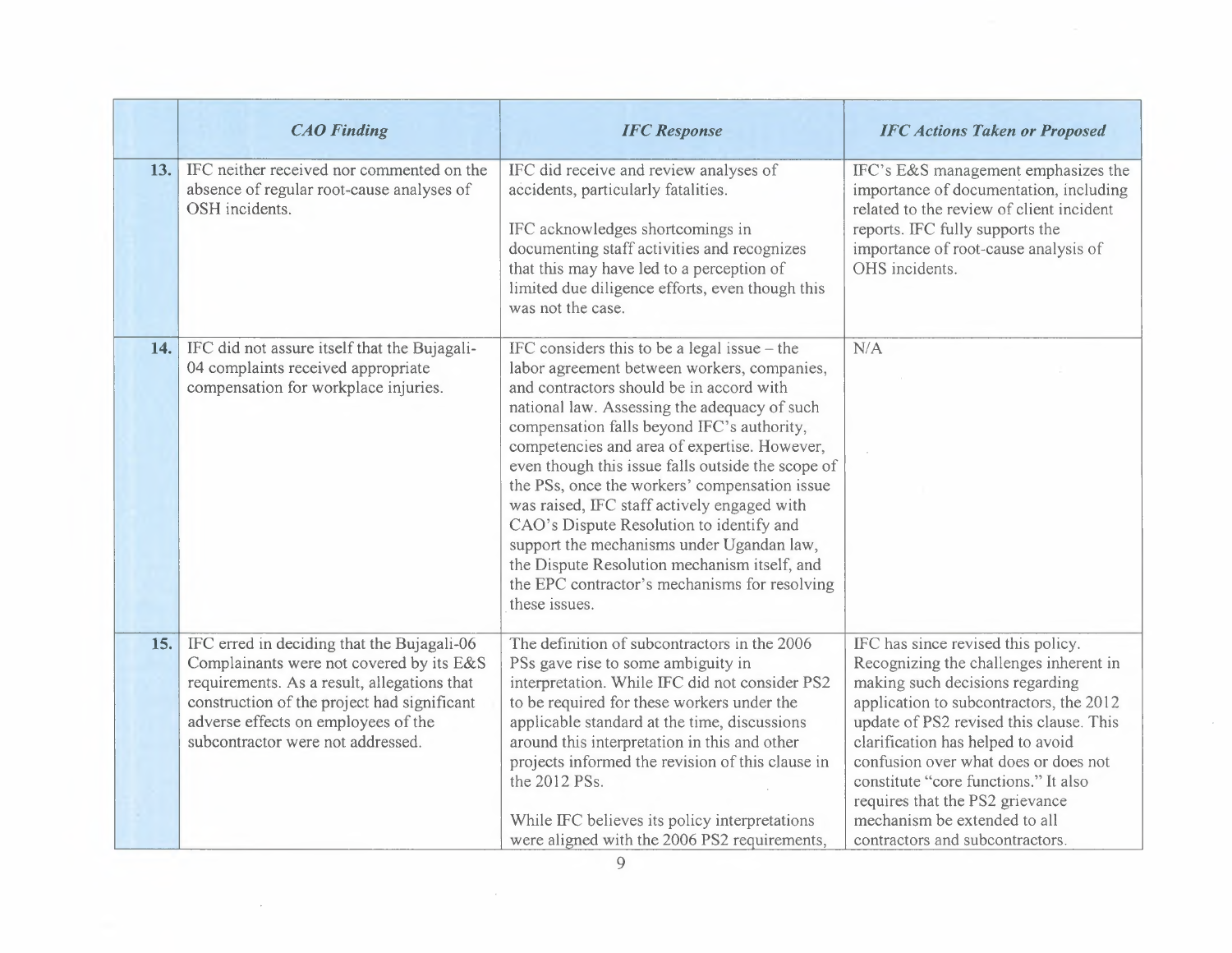| | *CAO Finding* | *IFC Response* | *IFC Actions Taken or Proposed* |
|---|---|---|---|
| **13.** | IFC neither received nor commented on the absence of regular root-cause analyses of OSH incidents. | IFC did receive and review analyses of accidents, particularly fatalities.<br><br>IFC acknowledges shortcomings in documenting staff activities and recognizes that this may have led to a perception of limited due diligence efforts, even though this was not the case. | IFC's E&S management emphasizes the importance of documentation, including related to the review of client incident reports. IFC fully supports the importance of root-cause analysis of OHS incidents. |
| **14.** | IFC did not assure itself that the Bujagali-04 complaints received appropriate compensation for workplace injuries. | IFC considers this to be a legal issue – the labor agreement between workers, companies, and contractors should be in accord with national law. Assessing the adequacy of such compensation falls beyond IFC's authority, competencies and area of expertise. However, even though this issue falls outside the scope of the PSs, once the workers' compensation issue was raised, IFC staff actively engaged with CAO's Dispute Resolution to identify and support the mechanisms under Ugandan law, the Dispute Resolution mechanism itself, and the EPC contractor's mechanisms for resolving these issues. | N/A |
| **15.** | IFC erred in deciding that the Bujagali-06 Complainants were not covered by its E&S requirements. As a result, allegations that construction of the project had significant adverse effects on employees of the subcontractor were not addressed. | The definition of subcontractors in the 2006 PSs gave rise to some ambiguity in interpretation. While IFC did not consider PS2 to be required for these workers under the applicable standard at the time, discussions around this interpretation in this and other projects informed the revision of this clause in the 2012 PSs.<br><br>While IFC believes its policy interpretations were aligned with the 2006 PS2 requirements, | IFC has since revised this policy. Recognizing the challenges inherent in making such decisions regarding application to subcontractors, the 2012 update of PS2 revised this clause. This clarification has helped to avoid confusion over what does or does not constitute "core functions." It also requires that the PS2 grievance mechanism be extended to all contractors and subcontractors. |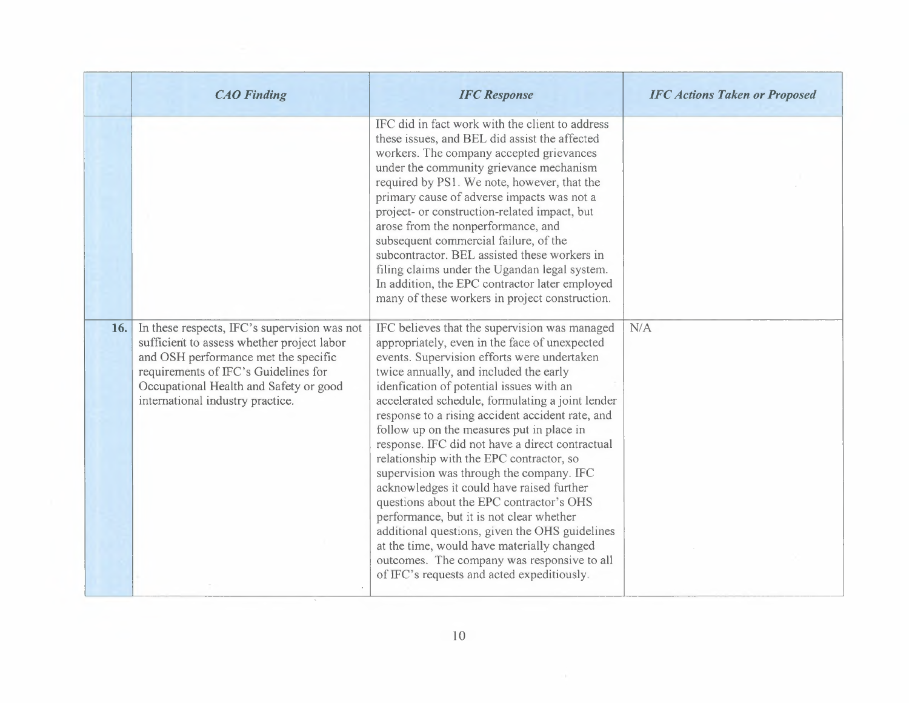| | CAO Finding | IFC Response | IFC Actions Taken or Proposed |
|---|---|---|---|
| | | IFC did in fact work with the client to address these issues, and BEL did assist the affected workers. The company accepted grievances under the community grievance mechanism required by PS1. We note, however, that the primary cause of adverse impacts was not a project- or construction-related impact, but arose from the nonperformance, and subsequent commercial failure, of the subcontractor. BEL assisted these workers in filing claims under the Ugandan legal system. In addition, the EPC contractor later employed many of these workers in project construction. | |
| **16.** | In these respects, IFC's supervision was not sufficient to assess whether project labor and OSH performance met the specific requirements of IFC's Guidelines for Occupational Health and Safety or good international industry practice. | IFC believes that the supervision was managed appropriately, even in the face of unexpected events. Supervision efforts were undertaken twice annually, and included the early idenfication of potential issues with an accelerated schedule, formulating a joint lender response to a rising accident accident rate, and follow up on the measures put in place in response. IFC did not have a direct contractual relationship with the EPC contractor, so supervision was through the company. IFC acknowledges it could have raised further questions about the EPC contractor's OHS performance, but it is not clear whether additional questions, given the OHS guidelines at the time, would have materially changed outcomes. The company was responsive to all of IFC's requests and acted expeditiously. | N/A |